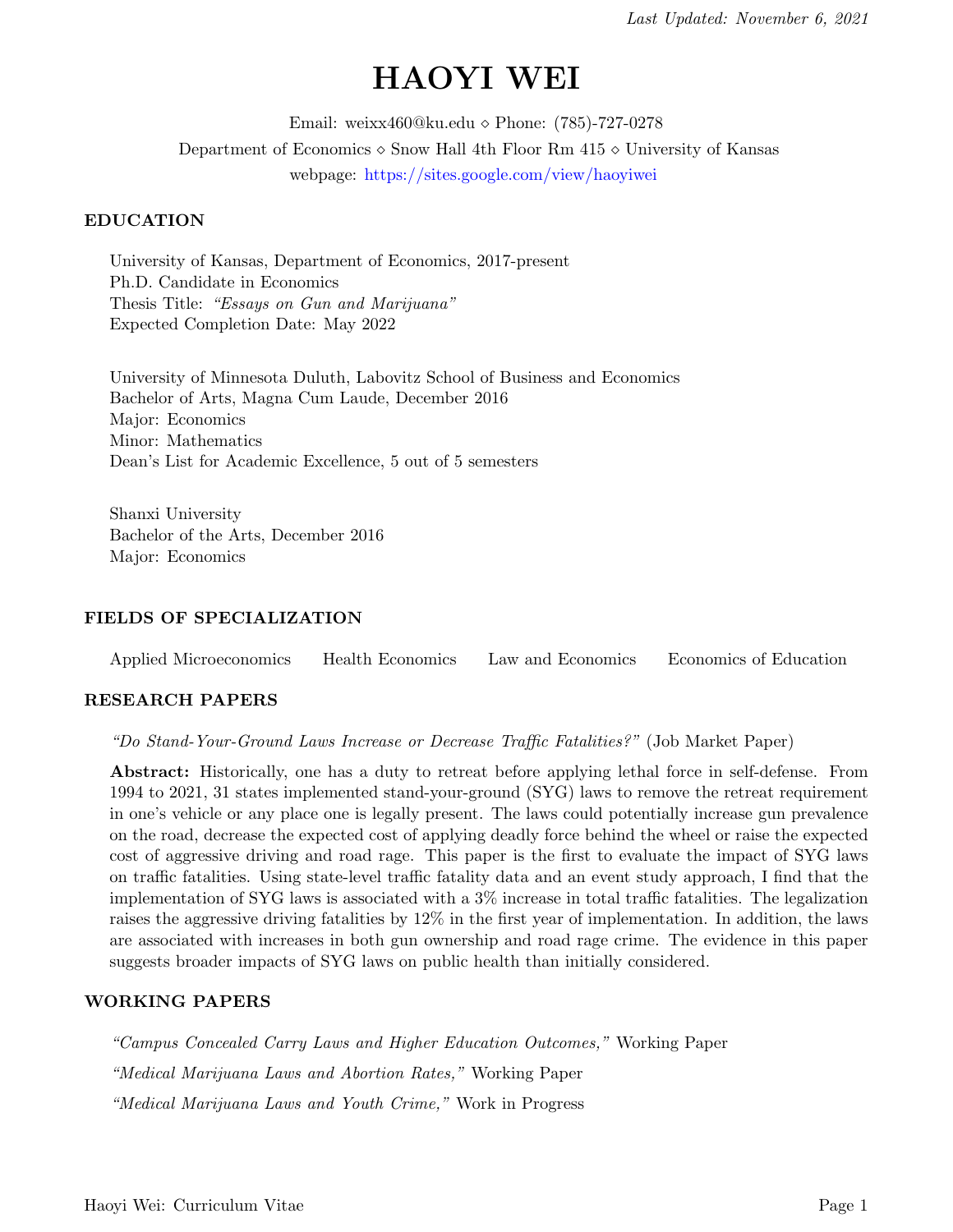*Last Updated: November 6, 2021*

# HAOYI WEI

Email: weixx460@ku.edu ⋄ Phone: (785)-727-0278

Department of Economics ⋄ Snow Hall 4th Floor Rm 415 ⋄ University of Kansas

webpage: https://sites.google.com/view/haoyiwei

## EDUCATION

University of Kansas, Department of Economics, 2017-present
Ph.D. Candidate in Economics
Thesis Title: *"Essays on Gun and Marijuana"*
Expected Completion Date: May 2022

University of Minnesota Duluth, Labovitz School of Business and Economics
Bachelor of Arts, Magna Cum Laude, December 2016
Major: Economics
Minor: Mathematics
Dean's List for Academic Excellence, 5 out of 5 semesters

Shanxi University
Bachelor of the Arts, December 2016
Major: Economics

## FIELDS OF SPECIALIZATION

Applied Microeconomics  Health Economics  Law and Economics  Economics of Education

## RESEARCH PAPERS

*"Do Stand-Your-Ground Laws Increase or Decrease Traffic Fatalities?"* (Job Market Paper)

**Abstract:** Historically, one has a duty to retreat before applying lethal force in self-defense. From 1994 to 2021, 31 states implemented stand-your-ground (SYG) laws to remove the retreat requirement in one's vehicle or any place one is legally present. The laws could potentially increase gun prevalence on the road, decrease the expected cost of applying deadly force behind the wheel or raise the expected cost of aggressive driving and road rage. This paper is the first to evaluate the impact of SYG laws on traffic fatalities. Using state-level traffic fatality data and an event study approach, I find that the implementation of SYG laws is associated with a 3% increase in total traffic fatalities. The legalization raises the aggressive driving fatalities by 12% in the first year of implementation. In addition, the laws are associated with increases in both gun ownership and road rage crime. The evidence in this paper suggests broader impacts of SYG laws on public health than initially considered.

## WORKING PAPERS

*"Campus Concealed Carry Laws and Higher Education Outcomes,"* Working Paper

*"Medical Marijuana Laws and Abortion Rates,"* Working Paper

*"Medical Marijuana Laws and Youth Crime,"* Work in Progress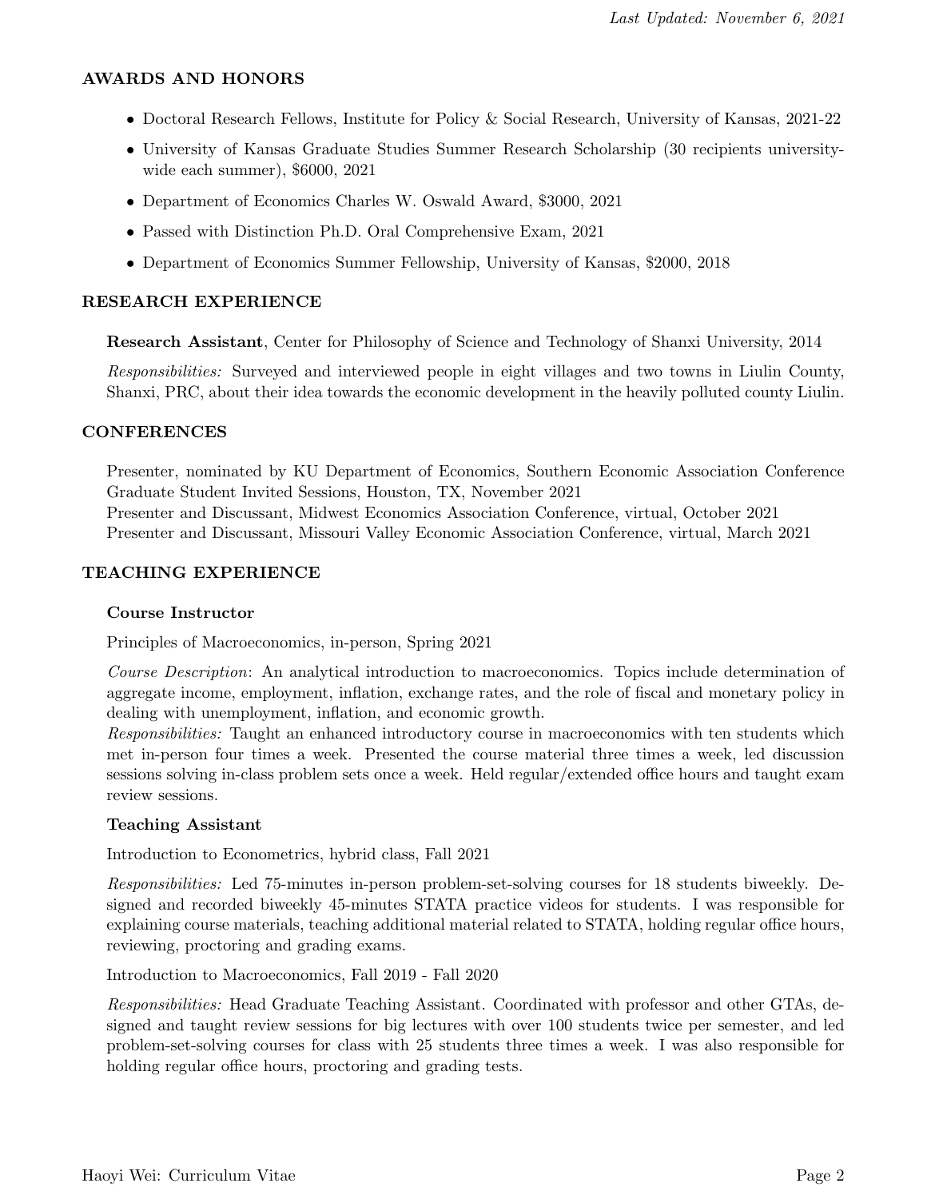## AWARDS AND HONORS

- Doctoral Research Fellows, Institute for Policy & Social Research, University of Kansas, 2021-22
- University of Kansas Graduate Studies Summer Research Scholarship (30 recipients university-wide each summer), $6000, 2021
- Department of Economics Charles W. Oswald Award, $3000, 2021
- Passed with Distinction Ph.D. Oral Comprehensive Exam, 2021
- Department of Economics Summer Fellowship, University of Kansas, $2000, 2018

## RESEARCH EXPERIENCE

**Research Assistant**, Center for Philosophy of Science and Technology of Shanxi University, 2014

*Responsibilities:* Surveyed and interviewed people in eight villages and two towns in Liulin County, Shanxi, PRC, about their idea towards the economic development in the heavily polluted county Liulin.

## CONFERENCES

Presenter, nominated by KU Department of Economics, Southern Economic Association Conference Graduate Student Invited Sessions, Houston, TX, November 2021
Presenter and Discussant, Midwest Economics Association Conference, virtual, October 2021
Presenter and Discussant, Missouri Valley Economic Association Conference, virtual, March 2021

## TEACHING EXPERIENCE

### Course Instructor

Principles of Macroeconomics, in-person, Spring 2021

*Course Description*: An analytical introduction to macroeconomics. Topics include determination of aggregate income, employment, inflation, exchange rates, and the role of fiscal and monetary policy in dealing with unemployment, inflation, and economic growth.
*Responsibilities:* Taught an enhanced introductory course in macroeconomics with ten students which met in-person four times a week. Presented the course material three times a week, led discussion sessions solving in-class problem sets once a week. Held regular/extended office hours and taught exam review sessions.

### Teaching Assistant

Introduction to Econometrics, hybrid class, Fall 2021

*Responsibilities:* Led 75-minutes in-person problem-set-solving courses for 18 students biweekly. Designed and recorded biweekly 45-minutes STATA practice videos for students. I was responsible for explaining course materials, teaching additional material related to STATA, holding regular office hours, reviewing, proctoring and grading exams.

Introduction to Macroeconomics, Fall 2019 - Fall 2020

*Responsibilities:* Head Graduate Teaching Assistant. Coordinated with professor and other GTAs, designed and taught review sessions for big lectures with over 100 students twice per semester, and led problem-set-solving courses for class with 25 students three times a week. I was also responsible for holding regular office hours, proctoring and grading tests.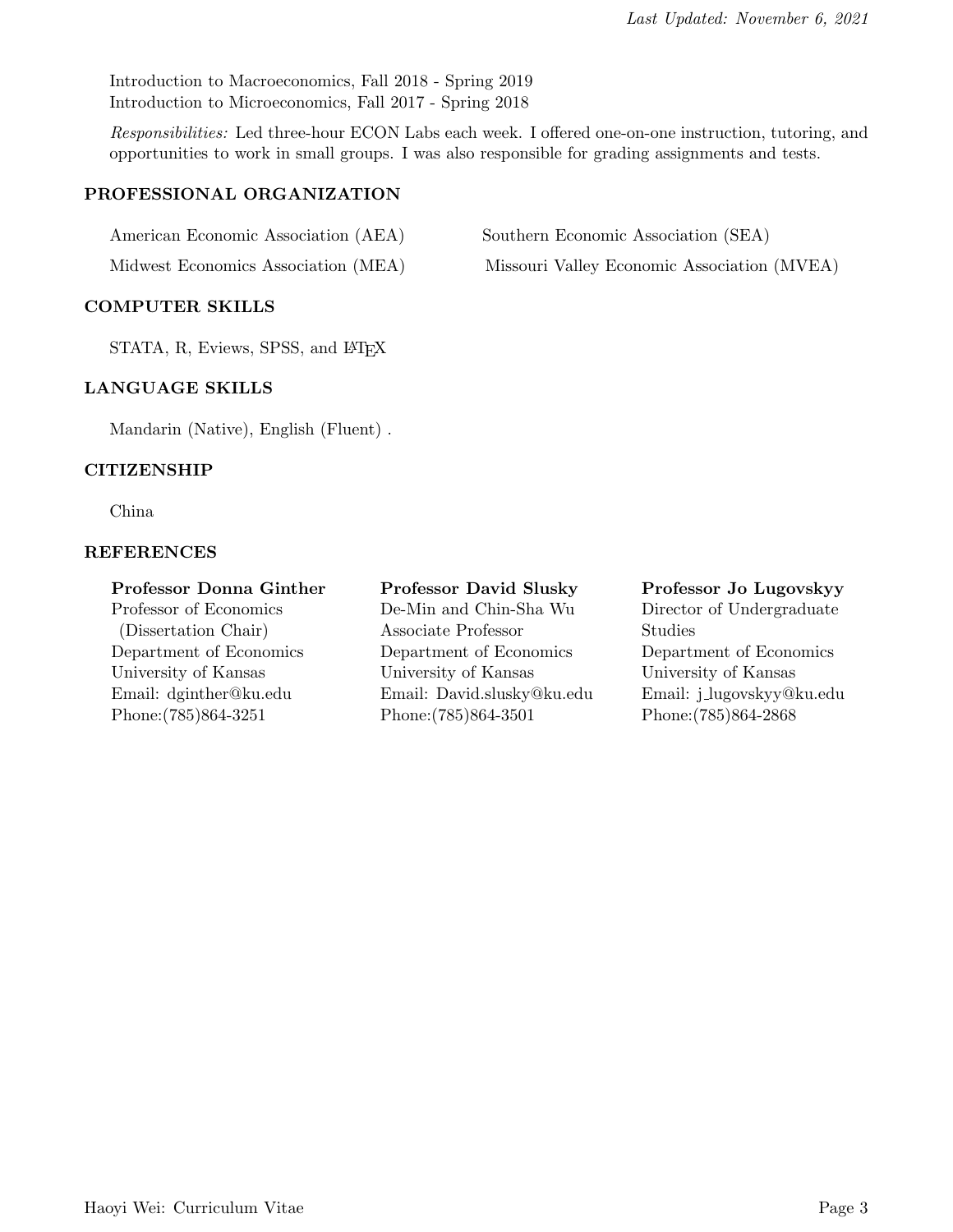Introduction to Macroeconomics, Fall 2018 - Spring 2019
Introduction to Microeconomics, Fall 2017 - Spring 2018

*Responsibilities:* Led three-hour ECON Labs each week. I offered one-on-one instruction, tutoring, and opportunities to work in small groups. I was also responsible for grading assignments and tests.

## PROFESSIONAL ORGANIZATION

American Economic Association (AEA)
Southern Economic Association (SEA)
Midwest Economics Association (MEA)
Missouri Valley Economic Association (MVEA)

## COMPUTER SKILLS

STATA, R, Eviews, SPSS, and LaTeX

## LANGUAGE SKILLS

Mandarin (Native), English (Fluent) .

## CITIZENSHIP

China

## REFERENCES

**Professor Donna Ginther**
Professor of Economics
(Dissertation Chair)
Department of Economics
University of Kansas
Email: dginther@ku.edu
Phone:(785)864-3251

**Professor David Slusky**
De-Min and Chin-Sha Wu
Associate Professor
Department of Economics
University of Kansas
Email: David.slusky@ku.edu
Phone:(785)864-3501

**Professor Jo Lugovskyy**
Director of Undergraduate
Studies
Department of Economics
University of Kansas
Email: j_lugovskyy@ku.edu
Phone:(785)864-2868